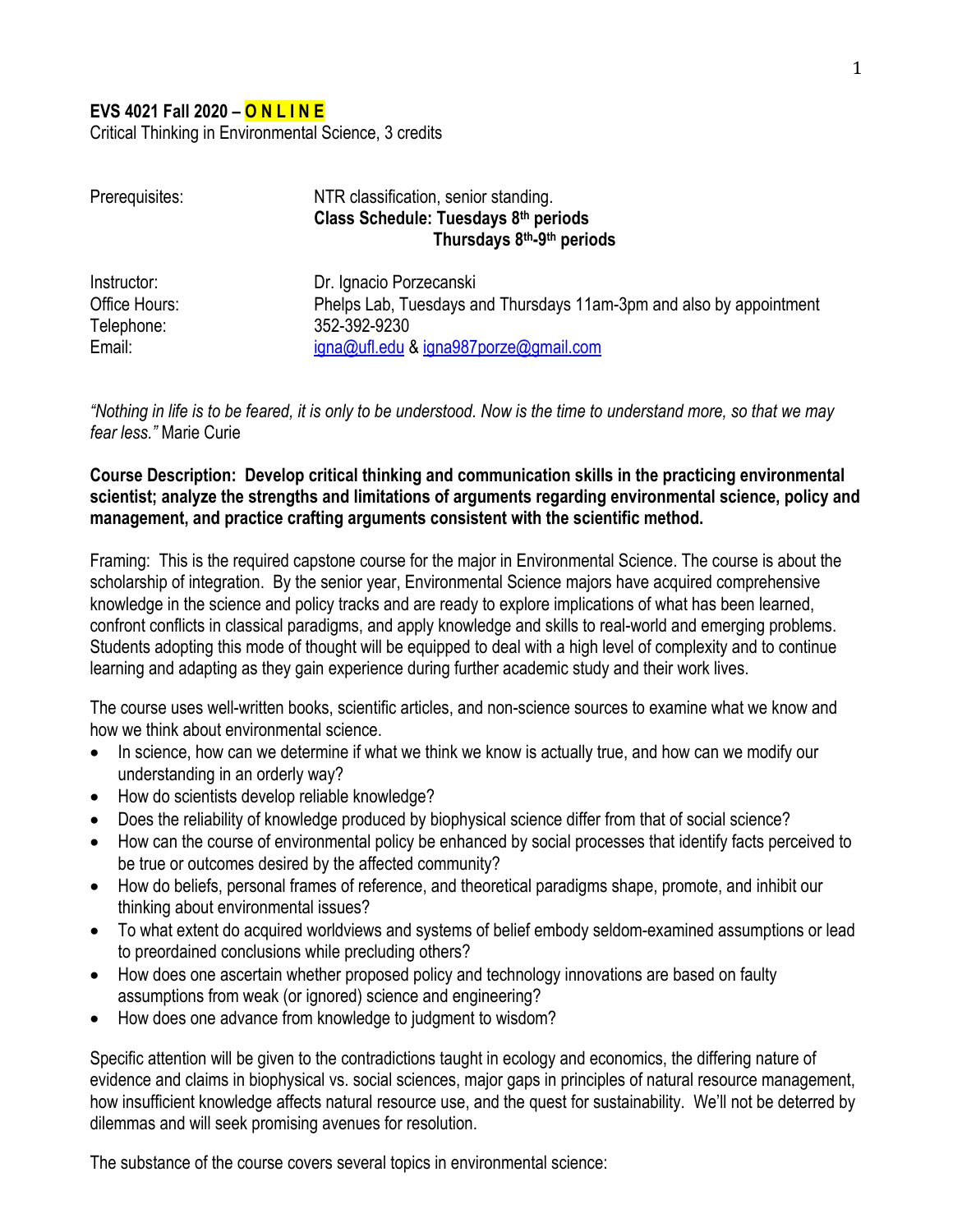**EVS 4021 Fall 2020 – O N L I N E**
Critical Thinking in Environmental Science, 3 credits

| | |
|---|---|
| Prerequisites: | NTR classification, senior standing. **Class Schedule: Tuesdays 8th periods** **Thursdays 8th-9th periods** |
| Instructor: | Dr. Ignacio Porzecanski |
| Office Hours: | Phelps Lab, Tuesdays and Thursdays 11am-3pm and also by appointment |
| Telephone: | 352-392-9230 |
| Email: | igna@ufl.edu & igna987porze@gmail.com |

*"Nothing in life is to be feared, it is only to be understood. Now is the time to understand more, so that we may fear less."* Marie Curie

**Course Description: Develop critical thinking and communication skills in the practicing environmental scientist; analyze the strengths and limitations of arguments regarding environmental science, policy and management, and practice crafting arguments consistent with the scientific method.**

Framing: This is the required capstone course for the major in Environmental Science. The course is about the scholarship of integration. By the senior year, Environmental Science majors have acquired comprehensive knowledge in the science and policy tracks and are ready to explore implications of what has been learned, confront conflicts in classical paradigms, and apply knowledge and skills to real-world and emerging problems. Students adopting this mode of thought will be equipped to deal with a high level of complexity and to continue learning and adapting as they gain experience during further academic study and their work lives.

The course uses well-written books, scientific articles, and non-science sources to examine what we know and how we think about environmental science.

- In science, how can we determine if what we think we know is actually true, and how can we modify our understanding in an orderly way?
- How do scientists develop reliable knowledge?
- Does the reliability of knowledge produced by biophysical science differ from that of social science?
- How can the course of environmental policy be enhanced by social processes that identify facts perceived to be true or outcomes desired by the affected community?
- How do beliefs, personal frames of reference, and theoretical paradigms shape, promote, and inhibit our thinking about environmental issues?
- To what extent do acquired worldviews and systems of belief embody seldom-examined assumptions or lead to preordained conclusions while precluding others?
- How does one ascertain whether proposed policy and technology innovations are based on faulty assumptions from weak (or ignored) science and engineering?
- How does one advance from knowledge to judgment to wisdom?

Specific attention will be given to the contradictions taught in ecology and economics, the differing nature of evidence and claims in biophysical vs. social sciences, major gaps in principles of natural resource management, how insufficient knowledge affects natural resource use, and the quest for sustainability. We'll not be deterred by dilemmas and will seek promising avenues for resolution.

The substance of the course covers several topics in environmental science: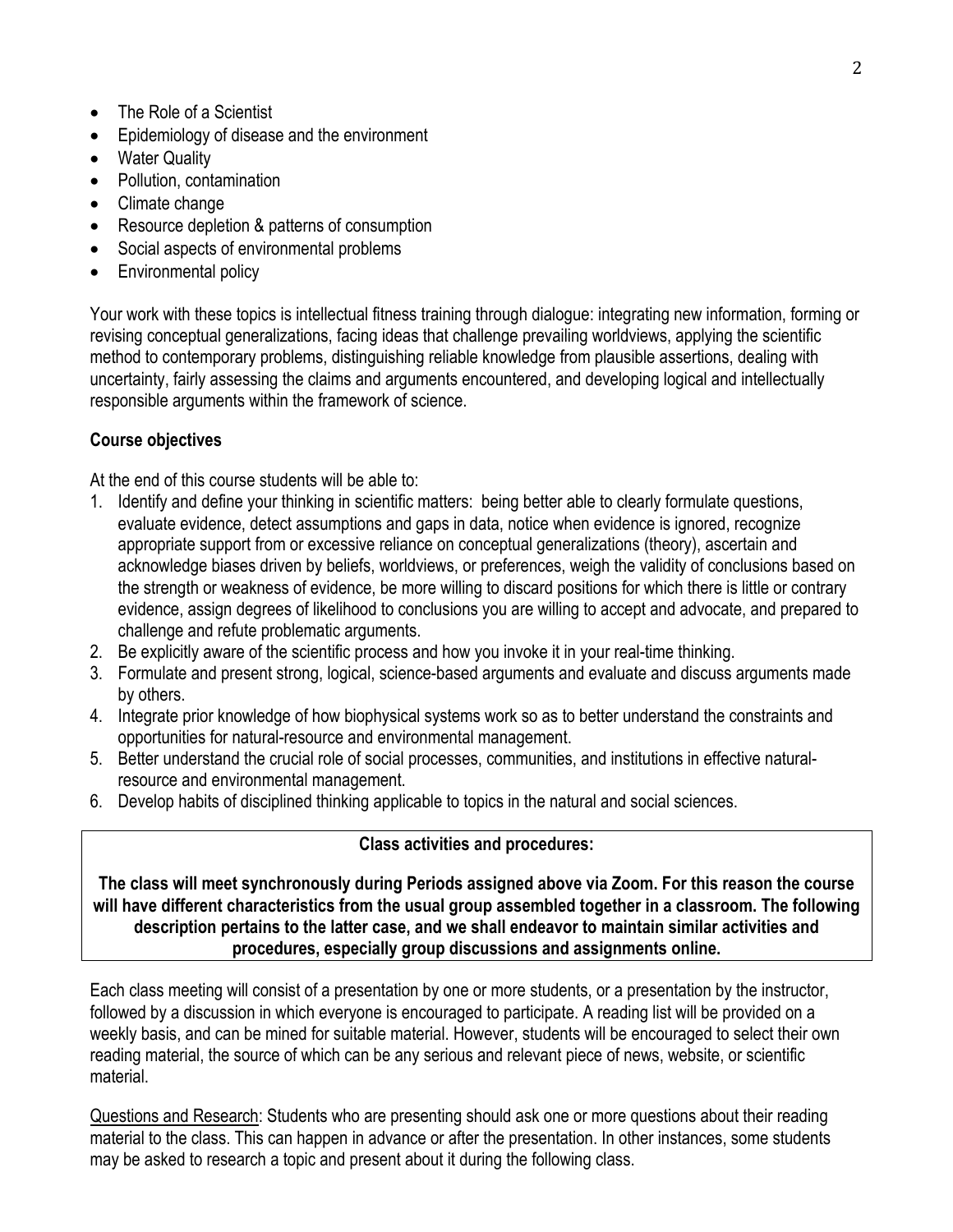- The Role of a Scientist
- Epidemiology of disease and the environment
- Water Quality
- Pollution, contamination
- Climate change
- Resource depletion & patterns of consumption
- Social aspects of environmental problems
- Environmental policy

Your work with these topics is intellectual fitness training through dialogue: integrating new information, forming or revising conceptual generalizations, facing ideas that challenge prevailing worldviews, applying the scientific method to contemporary problems, distinguishing reliable knowledge from plausible assertions, dealing with uncertainty, fairly assessing the claims and arguments encountered, and developing logical and intellectually responsible arguments within the framework of science.

**Course objectives**

At the end of this course students will be able to:

1. Identify and define your thinking in scientific matters: being better able to clearly formulate questions, evaluate evidence, detect assumptions and gaps in data, notice when evidence is ignored, recognize appropriate support from or excessive reliance on conceptual generalizations (theory), ascertain and acknowledge biases driven by beliefs, worldviews, or preferences, weigh the validity of conclusions based on the strength or weakness of evidence, be more willing to discard positions for which there is little or contrary evidence, assign degrees of likelihood to conclusions you are willing to accept and advocate, and prepared to challenge and refute problematic arguments.
2. Be explicitly aware of the scientific process and how you invoke it in your real-time thinking.
3. Formulate and present strong, logical, science-based arguments and evaluate and discuss arguments made by others.
4. Integrate prior knowledge of how biophysical systems work so as to better understand the constraints and opportunities for natural-resource and environmental management.
5. Better understand the crucial role of social processes, communities, and institutions in effective natural-resource and environmental management.
6. Develop habits of disciplined thinking applicable to topics in the natural and social sciences.

**Class activities and procedures:**

**The class will meet synchronously during Periods assigned above via Zoom. For this reason the course will have different characteristics from the usual group assembled together in a classroom. The following description pertains to the latter case, and we shall endeavor to maintain similar activities and procedures, especially group discussions and assignments online.**

Each class meeting will consist of a presentation by one or more students, or a presentation by the instructor, followed by a discussion in which everyone is encouraged to participate. A reading list will be provided on a weekly basis, and can be mined for suitable material. However, students will be encouraged to select their own reading material, the source of which can be any serious and relevant piece of news, website, or scientific material.

Questions and Research: Students who are presenting should ask one or more questions about their reading material to the class. This can happen in advance or after the presentation. In other instances, some students may be asked to research a topic and present about it during the following class.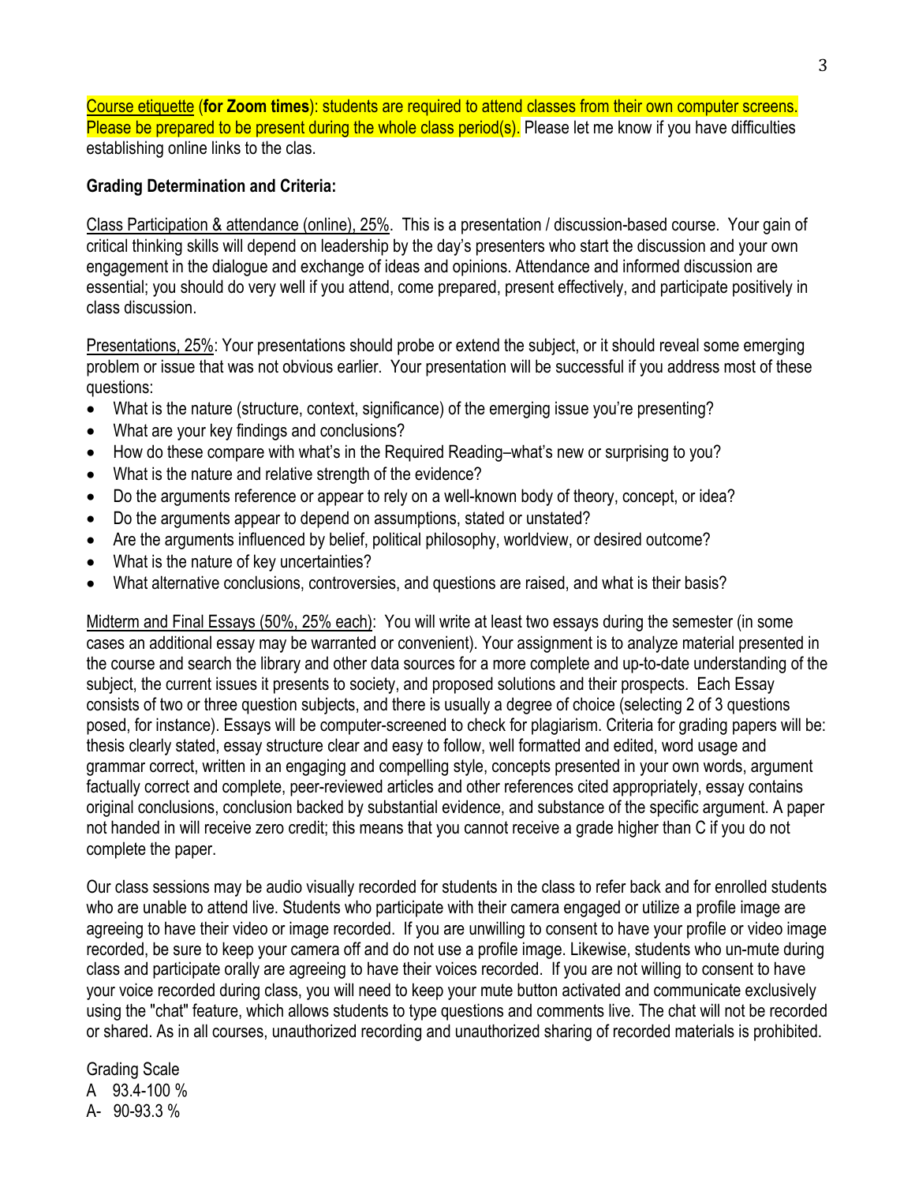Course etiquette (**for Zoom times**): students are required to attend classes from their own computer screens. Please be prepared to be present during the whole class period(s). Please let me know if you have difficulties establishing online links to the clas.

**Grading Determination and Criteria:**

Class Participation & attendance (online), 25%. This is a presentation / discussion-based course. Your gain of critical thinking skills will depend on leadership by the day's presenters who start the discussion and your own engagement in the dialogue and exchange of ideas and opinions. Attendance and informed discussion are essential; you should do very well if you attend, come prepared, present effectively, and participate positively in class discussion.

Presentations, 25%: Your presentations should probe or extend the subject, or it should reveal some emerging problem or issue that was not obvious earlier. Your presentation will be successful if you address most of these questions:

- What is the nature (structure, context, significance) of the emerging issue you're presenting?
- What are your key findings and conclusions?
- How do these compare with what's in the Required Reading–what's new or surprising to you?
- What is the nature and relative strength of the evidence?
- Do the arguments reference or appear to rely on a well-known body of theory, concept, or idea?
- Do the arguments appear to depend on assumptions, stated or unstated?
- Are the arguments influenced by belief, political philosophy, worldview, or desired outcome?
- What is the nature of key uncertainties?
- What alternative conclusions, controversies, and questions are raised, and what is their basis?

Midterm and Final Essays (50%, 25% each): You will write at least two essays during the semester (in some cases an additional essay may be warranted or convenient). Your assignment is to analyze material presented in the course and search the library and other data sources for a more complete and up-to-date understanding of the subject, the current issues it presents to society, and proposed solutions and their prospects. Each Essay consists of two or three question subjects, and there is usually a degree of choice (selecting 2 of 3 questions posed, for instance). Essays will be computer-screened to check for plagiarism. Criteria for grading papers will be: thesis clearly stated, essay structure clear and easy to follow, well formatted and edited, word usage and grammar correct, written in an engaging and compelling style, concepts presented in your own words, argument factually correct and complete, peer-reviewed articles and other references cited appropriately, essay contains original conclusions, conclusion backed by substantial evidence, and substance of the specific argument. A paper not handed in will receive zero credit; this means that you cannot receive a grade higher than C if you do not complete the paper.

Our class sessions may be audio visually recorded for students in the class to refer back and for enrolled students who are unable to attend live. Students who participate with their camera engaged or utilize a profile image are agreeing to have their video or image recorded. If you are unwilling to consent to have your profile or video image recorded, be sure to keep your camera off and do not use a profile image. Likewise, students who un-mute during class and participate orally are agreeing to have their voices recorded. If you are not willing to consent to have your voice recorded during class, you will need to keep your mute button activated and communicate exclusively using the "chat" feature, which allows students to type questions and comments live. The chat will not be recorded or shared. As in all courses, unauthorized recording and unauthorized sharing of recorded materials is prohibited.

Grading Scale
A 93.4-100 %
A- 90-93.3 %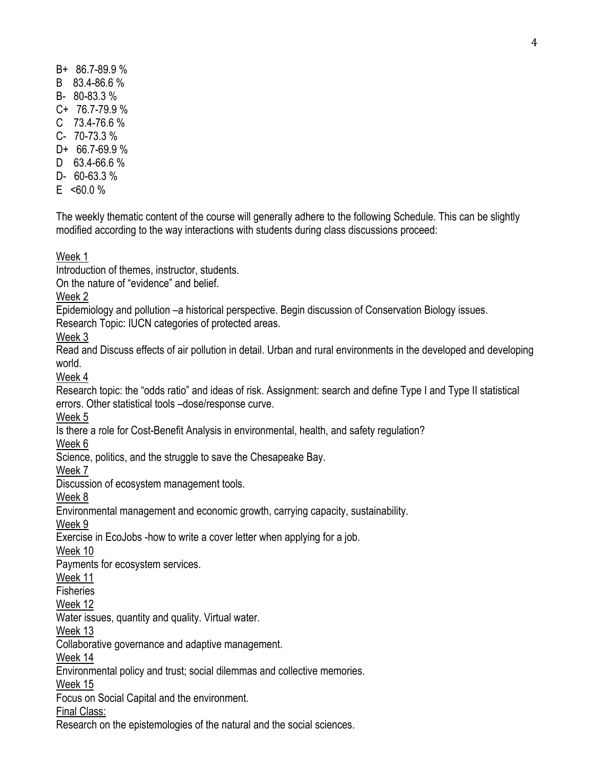B+ 86.7-89.9 %
B 83.4-86.6 %
B- 80-83.3 %
C+ 76.7-79.9 %
C 73.4-76.6 %
C- 70-73.3 %
D+ 66.7-69.9 %
D 63.4-66.6 %
D- 60-63.3 %
E <60.0 %

The weekly thematic content of the course will generally adhere to the following Schedule. This can be slightly modified according to the way interactions with students during class discussions proceed:

<u>Week 1</u>
Introduction of themes, instructor, students.
On the nature of "evidence" and belief.

<u>Week 2</u>
Epidemiology and pollution –a historical perspective. Begin discussion of Conservation Biology issues.
Research Topic: IUCN categories of protected areas.

<u>Week 3</u>
Read and Discuss effects of air pollution in detail. Urban and rural environments in the developed and developing world.

<u>Week 4</u>
Research topic: the "odds ratio" and ideas of risk. Assignment: search and define Type I and Type II statistical errors. Other statistical tools –dose/response curve.

<u>Week 5</u>
Is there a role for Cost-Benefit Analysis in environmental, health, and safety regulation?

<u>Week 6</u>
Science, politics, and the struggle to save the Chesapeake Bay.

<u>Week 7</u>
Discussion of ecosystem management tools.

<u>Week 8</u>
Environmental management and economic growth, carrying capacity, sustainability.

<u>Week 9</u>
Exercise in EcoJobs -how to write a cover letter when applying for a job.

<u>Week 10</u>
Payments for ecosystem services.

<u>Week 11</u>
Fisheries

<u>Week 12</u>
Water issues, quantity and quality. Virtual water.

<u>Week 13</u>
Collaborative governance and adaptive management.

<u>Week 14</u>
Environmental policy and trust; social dilemmas and collective memories.

<u>Week 15</u>
Focus on Social Capital and the environment.

<u>Final Class:</u>
Research on the epistemologies of the natural and the social sciences.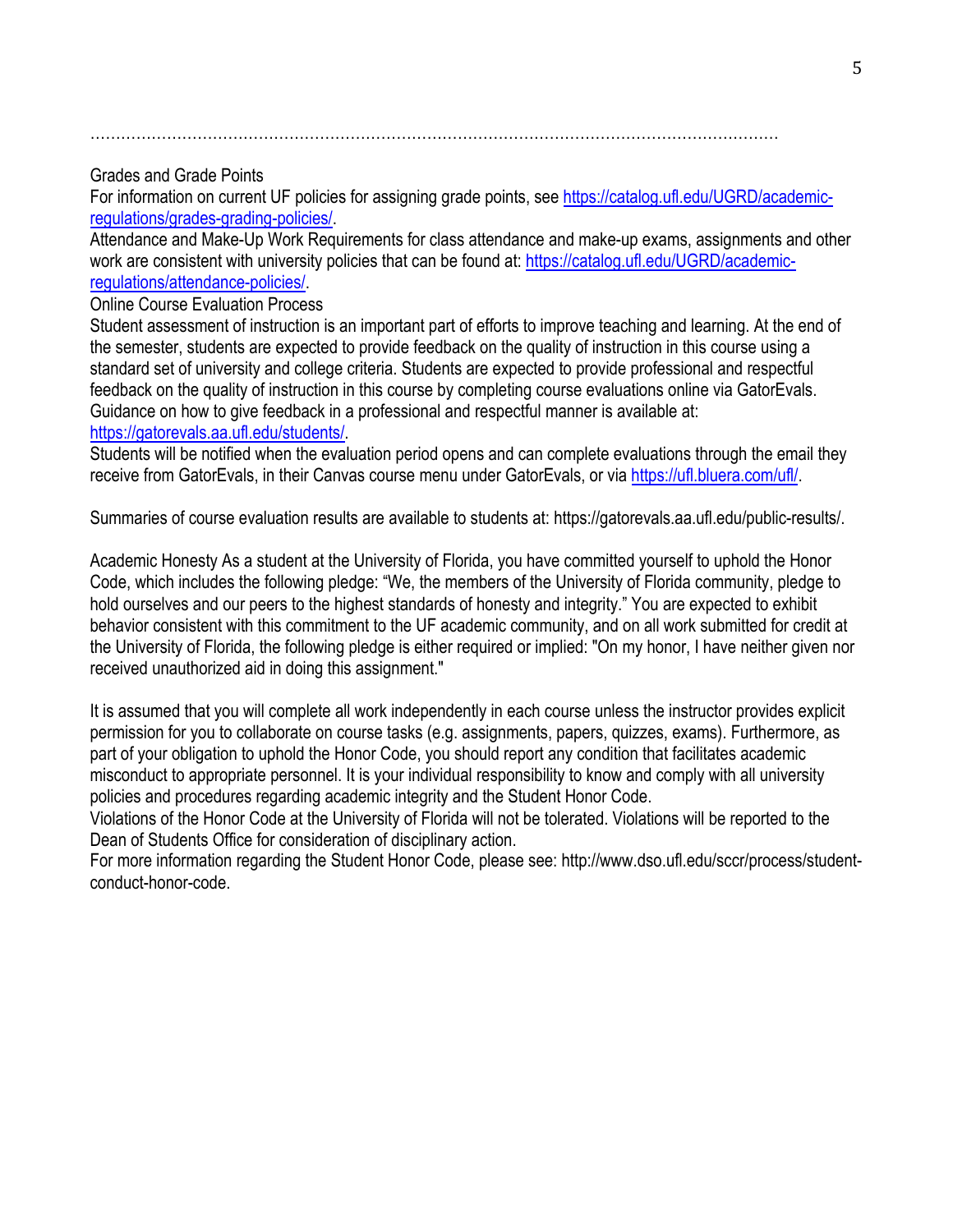……………………………………………………………………………………………………………………

Grades and Grade Points

For information on current UF policies for assigning grade points, see https://catalog.ufl.edu/UGRD/academic-regulations/grades-grading-policies/.

Attendance and Make-Up Work Requirements for class attendance and make-up exams, assignments and other work are consistent with university policies that can be found at: https://catalog.ufl.edu/UGRD/academic-regulations/attendance-policies/.

Online Course Evaluation Process

Student assessment of instruction is an important part of efforts to improve teaching and learning. At the end of the semester, students are expected to provide feedback on the quality of instruction in this course using a standard set of university and college criteria. Students are expected to provide professional and respectful feedback on the quality of instruction in this course by completing course evaluations online via GatorEvals. Guidance on how to give feedback in a professional and respectful manner is available at: https://gatorevals.aa.ufl.edu/students/.

Students will be notified when the evaluation period opens and can complete evaluations through the email they receive from GatorEvals, in their Canvas course menu under GatorEvals, or via https://ufl.bluera.com/ufl/.

Summaries of course evaluation results are available to students at: https://gatorevals.aa.ufl.edu/public-results/.

Academic Honesty As a student at the University of Florida, you have committed yourself to uphold the Honor Code, which includes the following pledge: "We, the members of the University of Florida community, pledge to hold ourselves and our peers to the highest standards of honesty and integrity." You are expected to exhibit behavior consistent with this commitment to the UF academic community, and on all work submitted for credit at the University of Florida, the following pledge is either required or implied: "On my honor, I have neither given nor received unauthorized aid in doing this assignment."

It is assumed that you will complete all work independently in each course unless the instructor provides explicit permission for you to collaborate on course tasks (e.g. assignments, papers, quizzes, exams). Furthermore, as part of your obligation to uphold the Honor Code, you should report any condition that facilitates academic misconduct to appropriate personnel. It is your individual responsibility to know and comply with all university policies and procedures regarding academic integrity and the Student Honor Code.

Violations of the Honor Code at the University of Florida will not be tolerated. Violations will be reported to the Dean of Students Office for consideration of disciplinary action.

For more information regarding the Student Honor Code, please see: http://www.dso.ufl.edu/sccr/process/student-conduct-honor-code.